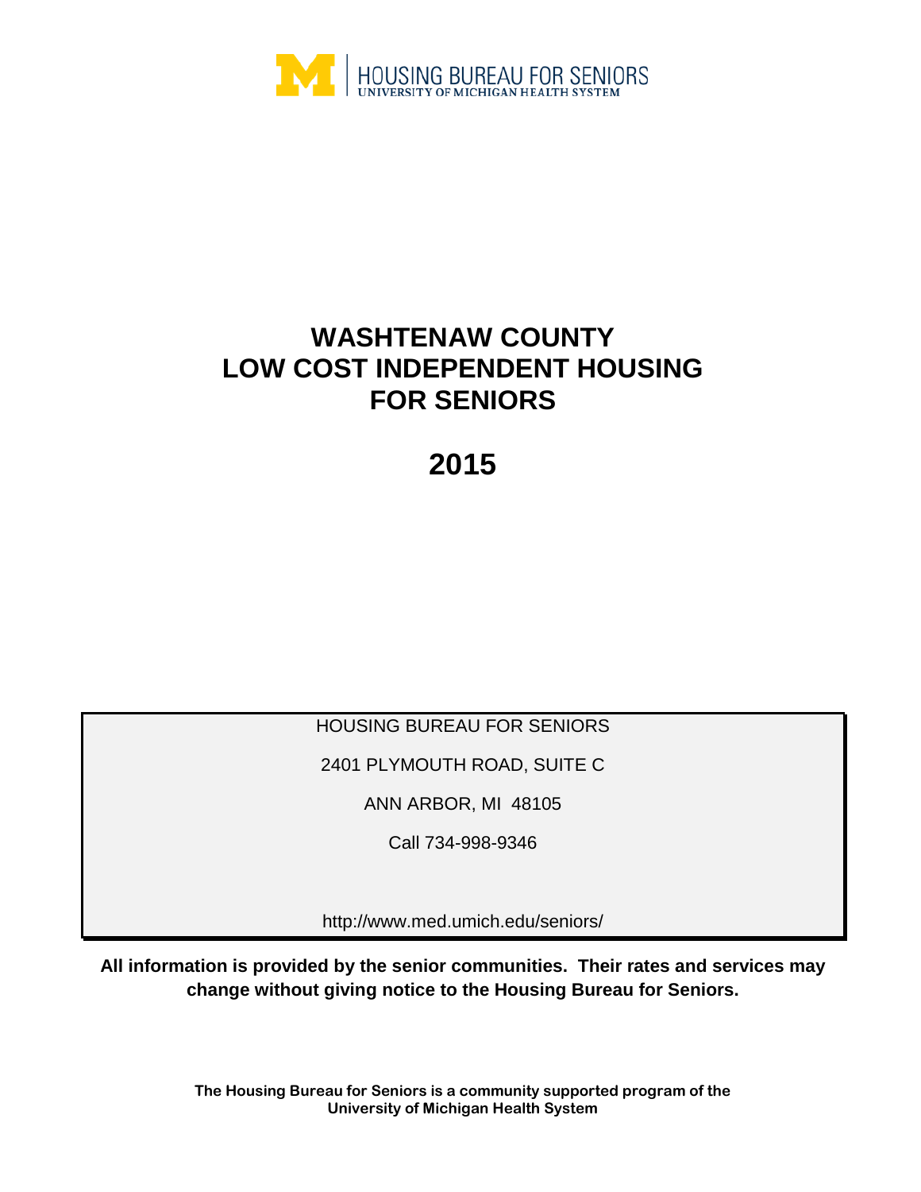HOUSING BUREAU FOR SENIORS
UNIVERSITY OF MICHIGAN HEALTH SYSTEM

# WASHTENAW COUNTY LOW COST INDEPENDENT HOUSING FOR SENIORS

# 2015

HOUSING BUREAU FOR SENIORS

2401 PLYMOUTH ROAD, SUITE C

ANN ARBOR, MI 48105

Call 734-998-9346

http://www.med.umich.edu/seniors/

**All information is provided by the senior communities. Their rates and services may change without giving notice to the Housing Bureau for Seniors.**

**The Housing Bureau for Seniors is a community supported program of the University of Michigan Health System**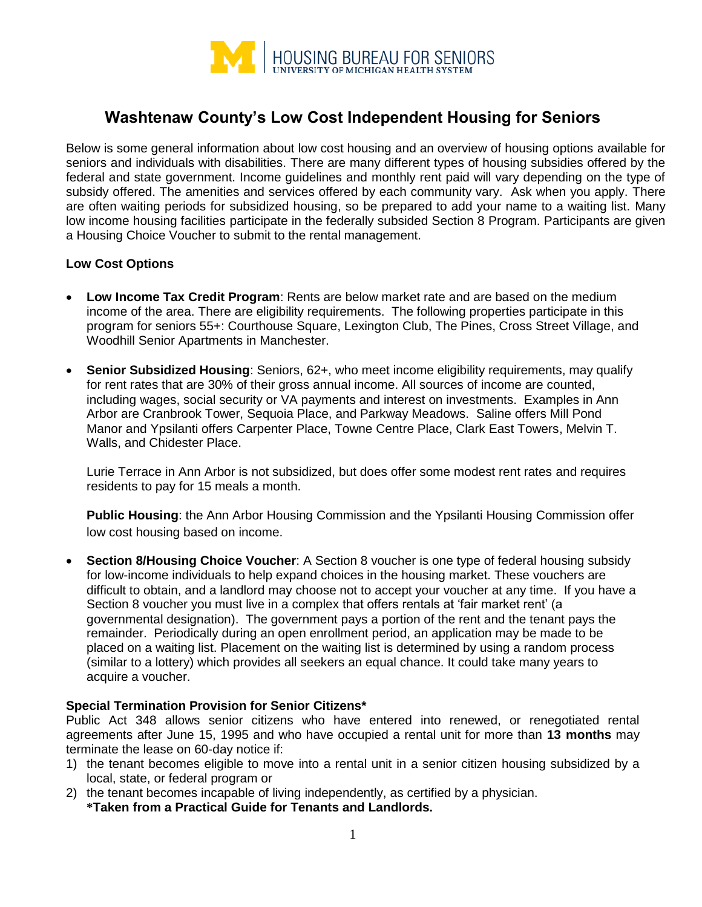HOUSING BUREAU FOR SENIORS
UNIVERSITY OF MICHIGAN HEALTH SYSTEM

# Washtenaw County's Low Cost Independent Housing for Seniors

Below is some general information about low cost housing and an overview of housing options available for seniors and individuals with disabilities. There are many different types of housing subsidies offered by the federal and state government. Income guidelines and monthly rent paid will vary depending on the type of subsidy offered. The amenities and services offered by each community vary. Ask when you apply. There are often waiting periods for subsidized housing, so be prepared to add your name to a waiting list. Many low income housing facilities participate in the federally subsided Section 8 Program. Participants are given a Housing Choice Voucher to submit to the rental management.

**Low Cost Options**

- **Low Income Tax Credit Program**: Rents are below market rate and are based on the medium income of the area. There are eligibility requirements. The following properties participate in this program for seniors 55+: Courthouse Square, Lexington Club, The Pines, Cross Street Village, and Woodhill Senior Apartments in Manchester.

- **Senior Subsidized Housing**: Seniors, 62+, who meet income eligibility requirements, may qualify for rent rates that are 30% of their gross annual income. All sources of income are counted, including wages, social security or VA payments and interest on investments. Examples in Ann Arbor are Cranbrook Tower, Sequoia Place, and Parkway Meadows. Saline offers Mill Pond Manor and Ypsilanti offers Carpenter Place, Towne Centre Place, Clark East Towers, Melvin T. Walls, and Chidester Place.

  Lurie Terrace in Ann Arbor is not subsidized, but does offer some modest rent rates and requires residents to pay for 15 meals a month.

  **Public Housing**: the Ann Arbor Housing Commission and the Ypsilanti Housing Commission offer low cost housing based on income.

- **Section 8/Housing Choice Voucher**: A Section 8 voucher is one type of federal housing subsidy for low-income individuals to help expand choices in the housing market. These vouchers are difficult to obtain, and a landlord may choose not to accept your voucher at any time. If you have a Section 8 voucher you must live in a complex that offers rentals at 'fair market rent' (a governmental designation). The government pays a portion of the rent and the tenant pays the remainder. Periodically during an open enrollment period, an application may be made to be placed on a waiting list. Placement on the waiting list is determined by using a random process (similar to a lottery) which provides all seekers an equal chance. It could take many years to acquire a voucher.

**Special Termination Provision for Senior Citizens***

Public Act 348 allows senior citizens who have entered into renewed, or renegotiated rental agreements after June 15, 1995 and who have occupied a rental unit for more than **13 months** may terminate the lease on 60-day notice if:

1) the tenant becomes eligible to move into a rental unit in a senior citizen housing subsidized by a local, state, or federal program or
2) the tenant becomes incapable of living independently, as certified by a physician.

***Taken from a Practical Guide for Tenants and Landlords.**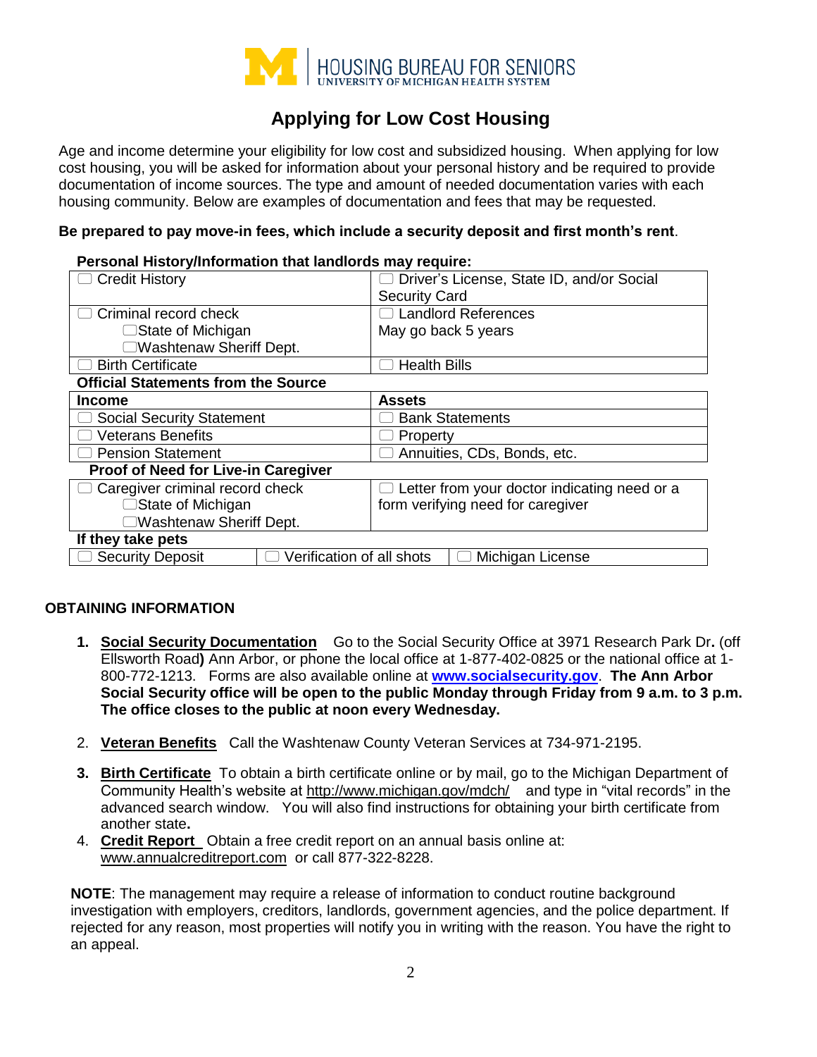HOUSING BUREAU FOR SENIORS
UNIVERSITY OF MICHIGAN HEALTH SYSTEM

# Applying for Low Cost Housing

Age and income determine your eligibility for low cost and subsidized housing. When applying for low cost housing, you will be asked for information about your personal history and be required to provide documentation of income sources. The type and amount of needed documentation varies with each housing community. Below are examples of documentation and fees that may be requested.

**Be prepared to pay move-in fees, which include a security deposit and first month's rent**.

**Personal History/Information that landlords may require:**

| | |
|---|---|
| ☐ Credit History | ☐ Driver's License, State ID, and/or Social Security Card |
| ☐ Criminal record check<br>☐ State of Michigan<br>☐ Washtenaw Sheriff Dept. | ☐ Landlord References<br>May go back 5 years |
| ☐ Birth Certificate | ☐ Health Bills |

**Official Statements from the Source**

| **Income** | **Assets** |
|---|---|
| ☐ Social Security Statement | ☐ Bank Statements |
| ☐ Veterans Benefits | ☐ Property |
| ☐ Pension Statement | ☐ Annuities, CDs, Bonds, etc. |

**Proof of Need for Live-in Caregiver**

| | |
|---|---|
| ☐ Caregiver criminal record check<br>☐ State of Michigan<br>☐ Washtenaw Sheriff Dept. | ☐ Letter from your doctor indicating need or a form verifying need for caregiver |

**If they take pets**

| | | |
|---|---|---|
| ☐ Security Deposit | ☐ Verification of all shots | ☐ Michigan License |

## OBTAINING INFORMATION

1. **Social Security Documentation** Go to the Social Security Office at 3971 Research Park Dr**.** (off Ellsworth Road**)** Ann Arbor, or phone the local office at 1-877-402-0825 or the national office at 1-800-772-1213. Forms are also available online at **www.socialsecurity.gov**. **The Ann Arbor Social Security office will be open to the public Monday through Friday from 9 a.m. to 3 p.m. The office closes to the public at noon every Wednesday.**

2. **Veteran Benefits** Call the Washtenaw County Veteran Services at 734-971-2195.

3. **Birth Certificate** To obtain a birth certificate online or by mail, go to the Michigan Department of Community Health's website at http://www.michigan.gov/mdch/ and type in "vital records" in the advanced search window. You will also find instructions for obtaining your birth certificate from another state**.**

4. **Credit Report** Obtain a free credit report on an annual basis online at: www.annualcreditreport.com or call 877-322-8228.

**NOTE**: The management may require a release of information to conduct routine background investigation with employers, creditors, landlords, government agencies, and the police department. If rejected for any reason, most properties will notify you in writing with the reason. You have the right to an appeal.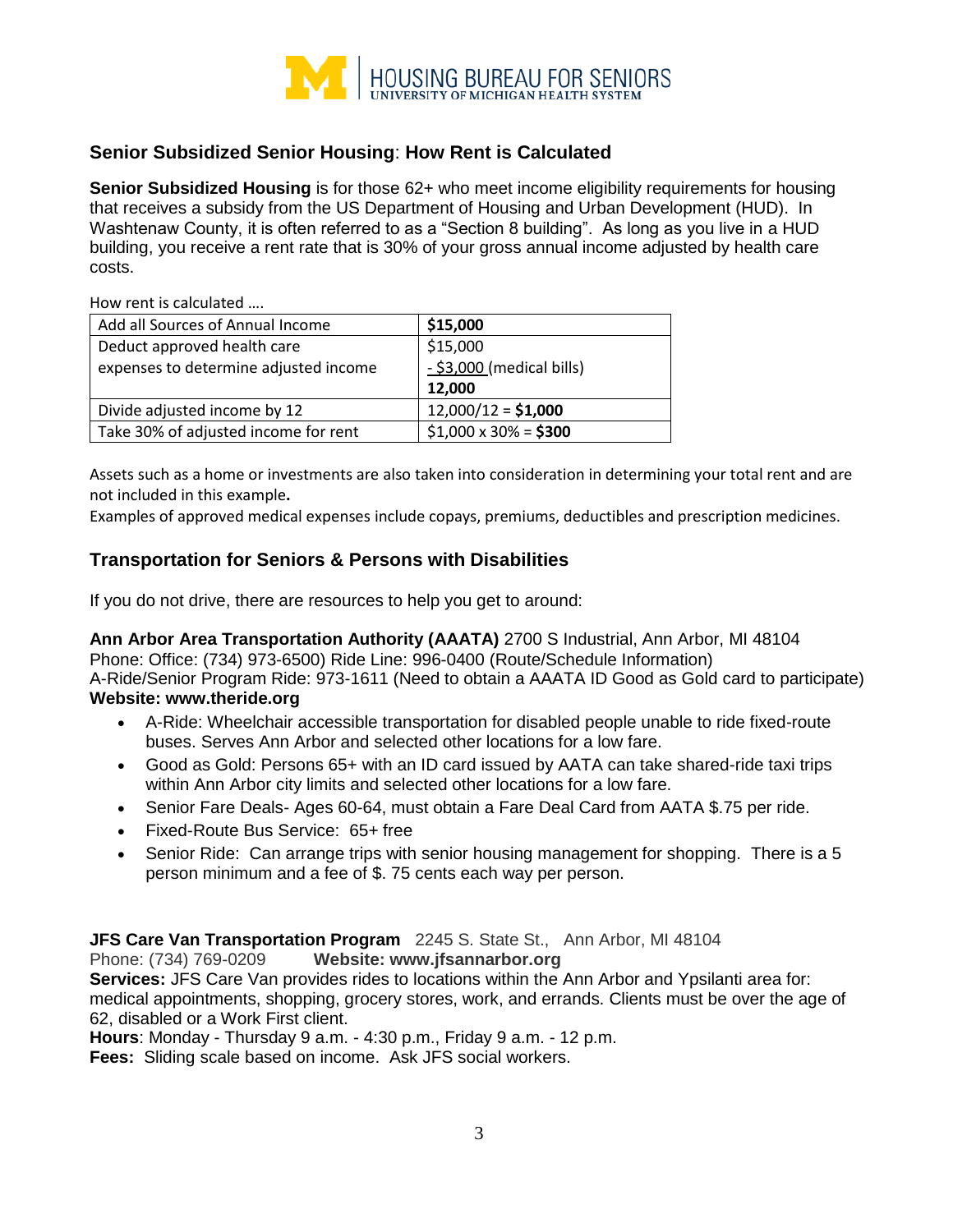## Senior Subsidized Senior Housing: How Rent is Calculated

**Senior Subsidized Housing** is for those 62+ who meet income eligibility requirements for housing that receives a subsidy from the US Department of Housing and Urban Development (HUD). In Washtenaw County, it is often referred to as a "Section 8 building". As long as you live in a HUD building, you receive a rent rate that is 30% of your gross annual income adjusted by health care costs.

How rent is calculated ….

| Add all Sources of Annual Income | **$15,000** |
|---|---|
| Deduct approved health care expenses to determine adjusted income | $15,000<br>- $3,000 (medical bills)<br>**12,000** |
| Divide adjusted income by 12 | 12,000/12 = **$1,000** |
| Take 30% of adjusted income for rent | $1,000 x 30% = **$300** |

Assets such as a home or investments are also taken into consideration in determining your total rent and are not included in this example**.**

Examples of approved medical expenses include copays, premiums, deductibles and prescription medicines.

## Transportation for Seniors & Persons with Disabilities

If you do not drive, there are resources to help you get to around:

**Ann Arbor Area Transportation Authority (AAATA)** 2700 S Industrial, Ann Arbor, MI 48104
Phone: Office: (734) 973-6500) Ride Line: 996-0400 (Route/Schedule Information)
A-Ride/Senior Program Ride: 973-1611 (Need to obtain a AAATA ID Good as Gold card to participate)
**Website: www.theride.org**

- A-Ride: Wheelchair accessible transportation for disabled people unable to ride fixed-route buses. Serves Ann Arbor and selected other locations for a low fare.
- Good as Gold: Persons 65+ with an ID card issued by AATA can take shared-ride taxi trips within Ann Arbor city limits and selected other locations for a low fare.
- Senior Fare Deals- Ages 60-64, must obtain a Fare Deal Card from AATA $.75 per ride.
- Fixed-Route Bus Service: 65+ free
- Senior Ride: Can arrange trips with senior housing management for shopping. There is a 5 person minimum and a fee of $. 75 cents each way per person.

**JFS Care Van Transportation Program** 2245 S. State St., Ann Arbor, MI 48104
Phone: (734) 769-0209 **Website: www.jfsannarbor.org**
**Services:** JFS Care Van provides rides to locations within the Ann Arbor and Ypsilanti area for: medical appointments, shopping, grocery stores, work, and errands. Clients must be over the age of 62, disabled or a Work First client.
**Hours**: Monday - Thursday 9 a.m. - 4:30 p.m., Friday 9 a.m. - 12 p.m.
**Fees:** Sliding scale based on income. Ask JFS social workers.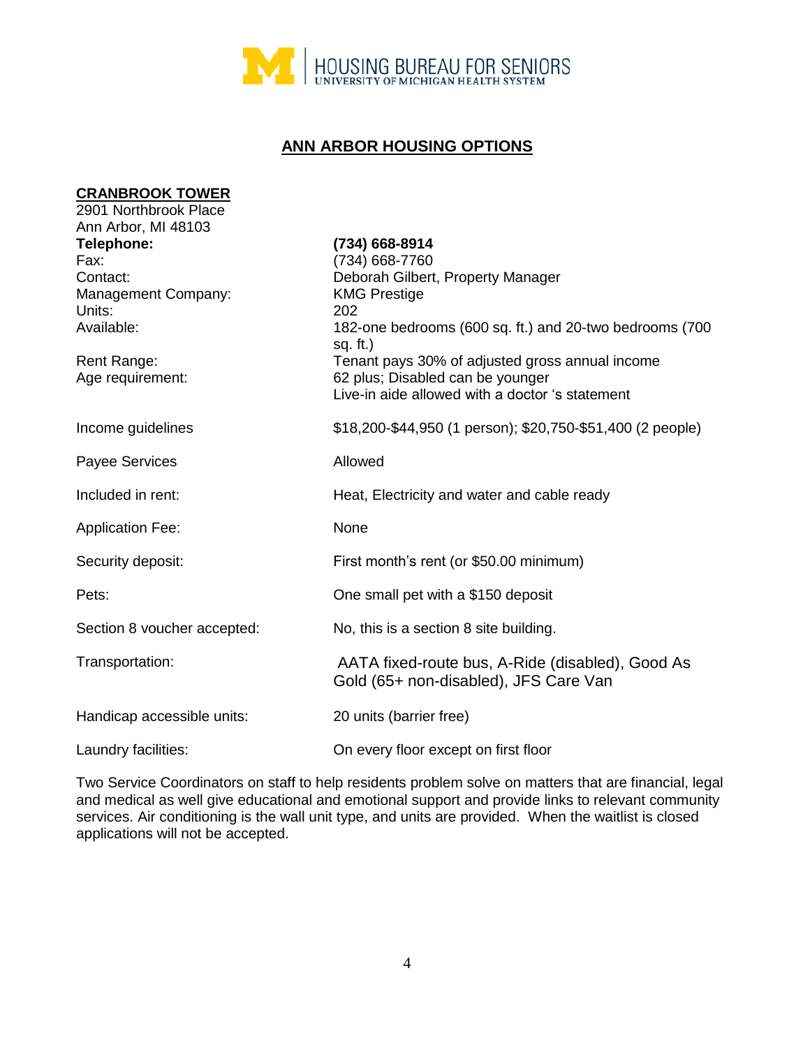HOUSING BUREAU FOR SENIORS
UNIVERSITY OF MICHIGAN HEALTH SYSTEM

## ANN ARBOR HOUSING OPTIONS

### CRANBROOK TOWER

2901 Northbrook Place
Ann Arbor, MI 48103

| | |
|---|---|
| **Telephone:** | **(734) 668-8914** |
| Fax: | (734) 668-7760 |
| Contact: | Deborah Gilbert, Property Manager |
| Management Company: | KMG Prestige |
| Units: | 202 |
| Available: | 182-one bedrooms (600 sq. ft.) and 20-two bedrooms (700 sq. ft.) |
| Rent Range: | Tenant pays 30% of adjusted gross annual income |
| Age requirement: | 62 plus; Disabled can be younger<br>Live-in aide allowed with a doctor 's statement |
| Income guidelines | $18,200-$44,950 (1 person); $20,750-$51,400 (2 people) |
| Payee Services | Allowed |
| Included in rent: | Heat, Electricity and water and cable ready |
| Application Fee: | None |
| Security deposit: | First month's rent (or $50.00 minimum) |
| Pets: | One small pet with a $150 deposit |
| Section 8 voucher accepted: | No, this is a section 8 site building. |
| Transportation: | AATA fixed-route bus, A-Ride (disabled), Good As Gold (65+ non-disabled), JFS Care Van |
| Handicap accessible units: | 20 units (barrier free) |
| Laundry facilities: | On every floor except on first floor |

Two Service Coordinators on staff to help residents problem solve on matters that are financial, legal and medical as well give educational and emotional support and provide links to relevant community services. Air conditioning is the wall unit type, and units are provided. When the waitlist is closed applications will not be accepted.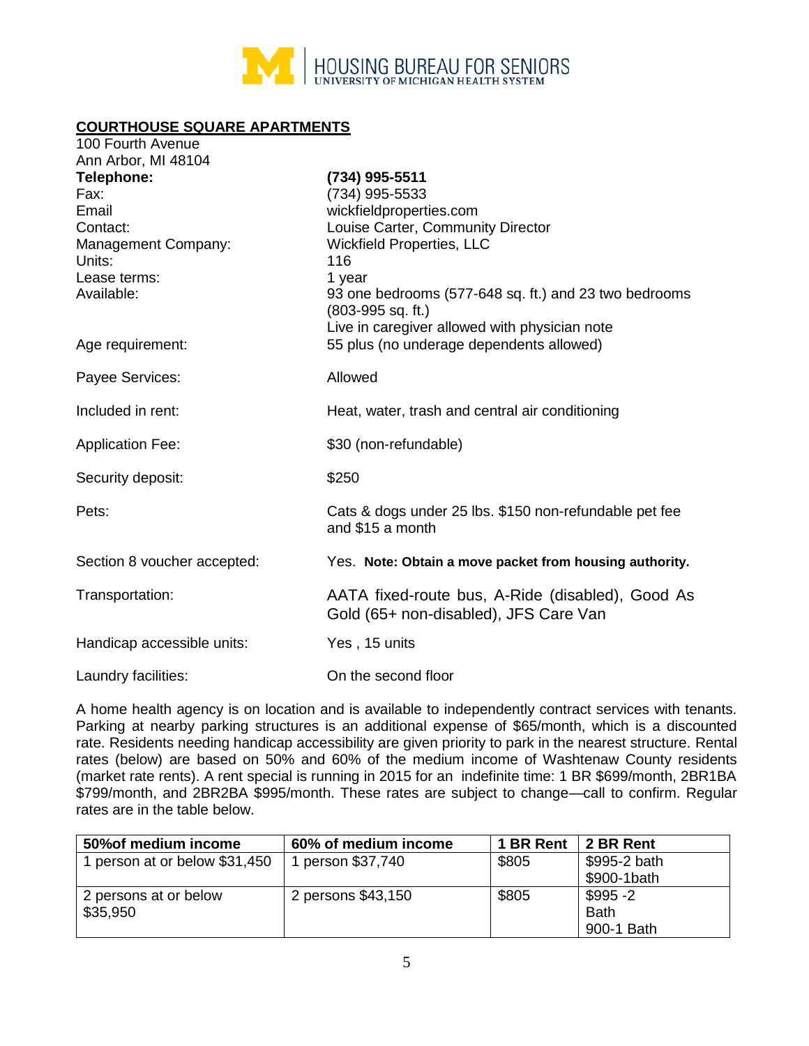HOUSING BUREAU FOR SENIORS
UNIVERSITY OF MICHIGAN HEALTH SYSTEM

## COURTHOUSE SQUARE APARTMENTS

100 Fourth Avenue
Ann Arbor, MI 48104

| | |
|---|---|
| **Telephone:** | **(734) 995-5511** |
| Fax: | (734) 995-5533 |
| Email | wickfieldproperties.com |
| Contact: | Louise Carter, Community Director |
| Management Company: | Wickfield Properties, LLC |
| Units: | 116 |
| Lease terms: | 1 year |
| Available: | 93 one bedrooms (577-648 sq. ft.) and 23 two bedrooms (803-995 sq. ft.)<br>Live in caregiver allowed with physician note |
| Age requirement: | 55 plus (no underage dependents allowed) |
| Payee Services: | Allowed |
| Included in rent: | Heat, water, trash and central air conditioning |
| Application Fee: | $30 (non-refundable) |
| Security deposit: | $250 |
| Pets: | Cats & dogs under 25 lbs. $150 non-refundable pet fee and $15 a month |
| Section 8 voucher accepted: | Yes. **Note: Obtain a move packet from housing authority.** |
| Transportation: | AATA fixed-route bus, A-Ride (disabled), Good As Gold (65+ non-disabled), JFS Care Van |
| Handicap accessible units: | Yes , 15 units |
| Laundry facilities: | On the second floor |

A home health agency is on location and is available to independently contract services with tenants. Parking at nearby parking structures is an additional expense of $65/month, which is a discounted rate. Residents needing handicap accessibility are given priority to park in the nearest structure. Rental rates (below) are based on 50% and 60% of the medium income of Washtenaw County residents (market rate rents). A rent special is running in 2015 for an indefinite time: 1 BR $699/month, 2BR1BA $799/month, and 2BR2BA $995/month. These rates are subject to change—call to confirm. Regular rates are in the table below.

| 50%of medium income | 60% of medium income | 1 BR Rent | 2 BR Rent |
|---|---|---|---|
| 1 person at or below $31,450 | 1 person $37,740 | $805 | $995-2 bath<br>$900-1bath |
| 2 persons at or below $35,950 | 2 persons $43,150 | $805 | $995 -2 Bath<br>900-1 Bath |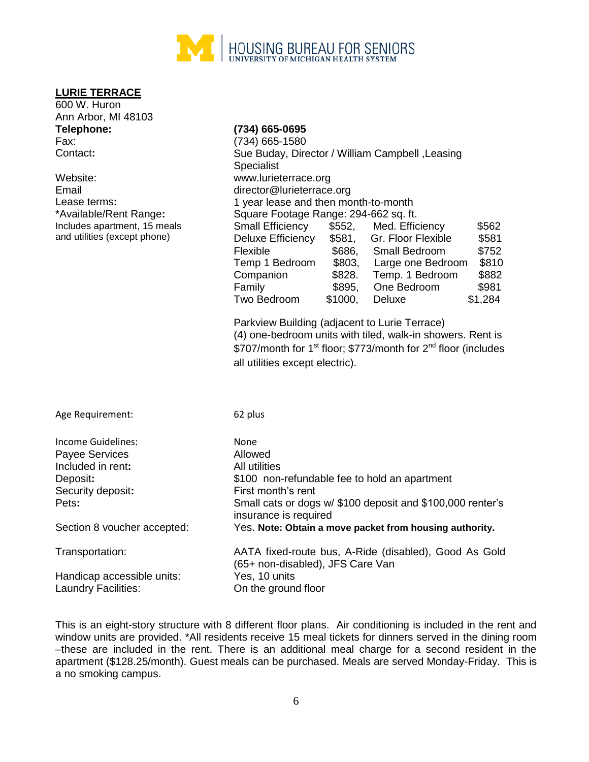HOUSING BUREAU FOR SENIORS
UNIVERSITY OF MICHIGAN HEALTH SYSTEM

## LURIE TERRACE

600 W. Huron
Ann Arbor, MI 48103

**Telephone:** **(734) 665-0695**
Fax: (734) 665-1580
Contact**:** Sue Buday, Director / William Campbell ,Leasing Specialist
Website: www.lurieterrace.org
Email director@lurieterrace.org
Lease terms**:** 1 year lease and then month-to-month
*Available/Rent Range**:** Square Footage Range: 294-662 sq. ft.
Includes apartment, 15 meals and utilities (except phone)

| | | | |
|---|---|---|---|
| Small Efficiency | $552, | Med. Efficiency | $562 |
| Deluxe Efficiency | $581, | Gr. Floor Flexible | $581 |
| Flexible | $686, | Small Bedroom | $752 |
| Temp 1 Bedroom | $803, | Large one Bedroom | $810 |
| Companion | $828. | Temp. 1 Bedroom | $882 |
| Family | $895, | One Bedroom | $981 |
| Two Bedroom | $1000, | Deluxe | $1,284 |

Parkview Building (adjacent to Lurie Terrace)
(4) one-bedroom units with tiled, walk-in showers. Rent is $707/month for 1st floor; $773/month for 2nd floor (includes all utilities except electric).

Age Requirement: 62 plus

Income Guidelines: None
Payee Services Allowed
Included in rent**:** All utilities
Deposit**:** $100 non-refundable fee to hold an apartment
Security deposit**:** First month's rent
Pets**:** Small cats or dogs w/ $100 deposit and $100,000 renter's insurance is required
Section 8 voucher accepted: Yes. **Note: Obtain a move packet from housing authority.**

Transportation: AATA fixed-route bus, A-Ride (disabled), Good As Gold (65+ non-disabled), JFS Care Van
Handicap accessible units: Yes, 10 units
Laundry Facilities: On the ground floor

This is an eight-story structure with 8 different floor plans. Air conditioning is included in the rent and window units are provided. *All residents receive 15 meal tickets for dinners served in the dining room –these are included in the rent. There is an additional meal charge for a second resident in the apartment ($128.25/month). Guest meals can be purchased. Meals are served Monday-Friday. This is a no smoking campus.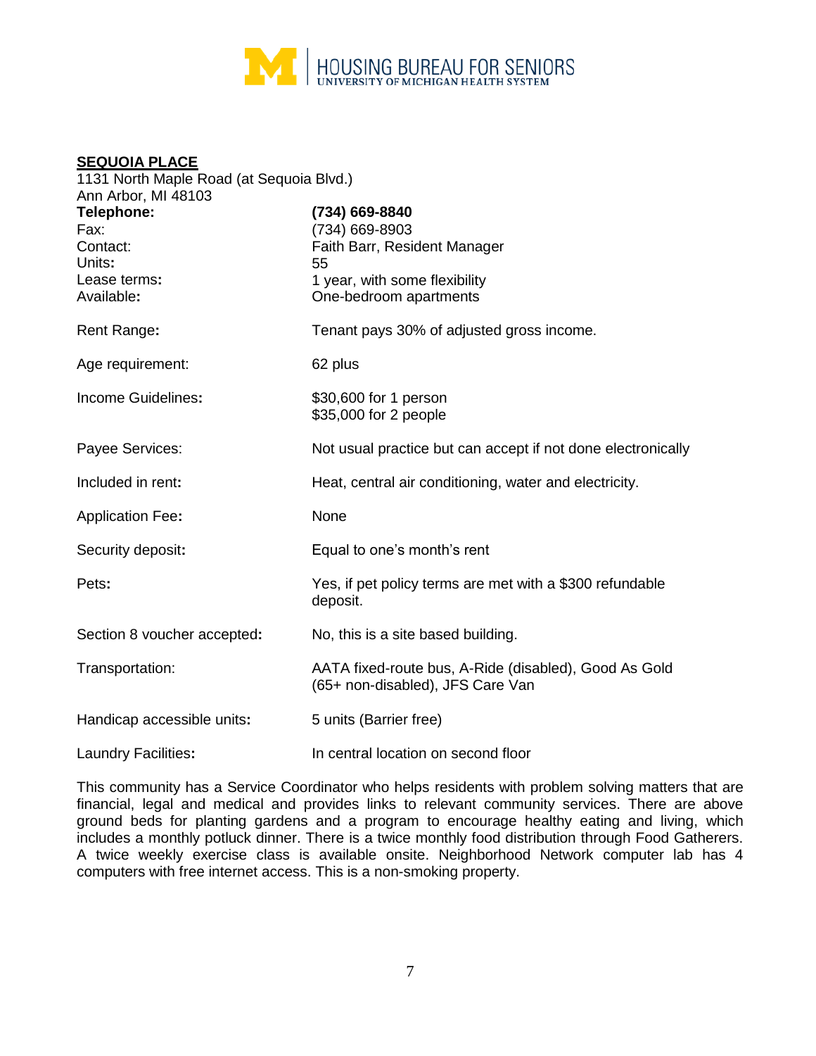**SEQUOIA PLACE**
1131 North Maple Road (at Sequoia Blvd.)
Ann Arbor, MI 48103

| | |
|---|---|
| **Telephone:** | **(734) 669-8840** |
| Fax: | (734) 669-8903 |
| Contact: | Faith Barr, Resident Manager |
| Units**:** | 55 |
| Lease terms**:** | 1 year, with some flexibility |
| Available**:** | One-bedroom apartments |
| Rent Range**:** | Tenant pays 30% of adjusted gross income. |
| Age requirement: | 62 plus |
| Income Guidelines**:** | $30,600 for 1 person<br>$35,000 for 2 people |
| Payee Services: | Not usual practice but can accept if not done electronically |
| Included in rent**:** | Heat, central air conditioning, water and electricity. |
| Application Fee**:** | None |
| Security deposit**:** | Equal to one's month's rent |
| Pets**:** | Yes, if pet policy terms are met with a $300 refundable deposit. |
| Section 8 voucher accepted**:** | No, this is a site based building. |
| Transportation: | AATA fixed-route bus, A-Ride (disabled), Good As Gold (65+ non-disabled), JFS Care Van |
| Handicap accessible units**:** | 5 units (Barrier free) |
| Laundry Facilities**:** | In central location on second floor |

This community has a Service Coordinator who helps residents with problem solving matters that are financial, legal and medical and provides links to relevant community services. There are above ground beds for planting gardens and a program to encourage healthy eating and living, which includes a monthly potluck dinner. There is a twice monthly food distribution through Food Gatherers. A twice weekly exercise class is available onsite. Neighborhood Network computer lab has 4 computers with free internet access. This is a non-smoking property.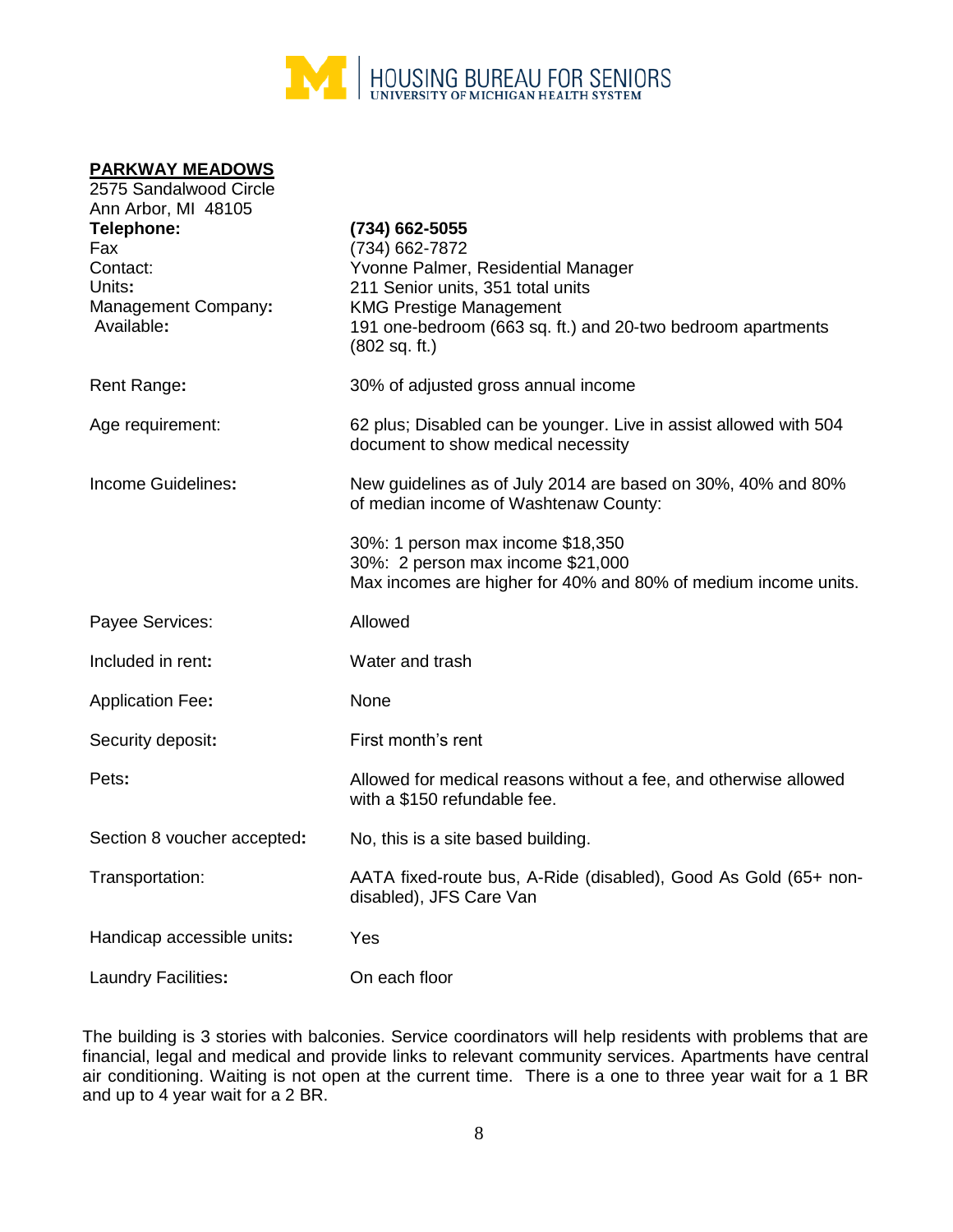## PARKWAY MEADOWS

2575 Sandalwood Circle
Ann Arbor, MI 48105

| | |
|---|---|
| **Telephone:** | **(734) 662-5055** |
| Fax | (734) 662-7872 |
| Contact: | Yvonne Palmer, Residential Manager |
| Units**:** | 211 Senior units, 351 total units |
| Management Company**:** | KMG Prestige Management |
| Available**:** | 191 one-bedroom (663 sq. ft.) and 20-two bedroom apartments (802 sq. ft.) |
| Rent Range**:** | 30% of adjusted gross annual income |
| Age requirement: | 62 plus; Disabled can be younger. Live in assist allowed with 504 document to show medical necessity |
| Income Guidelines**:** | New guidelines as of July 2014 are based on 30%, 40% and 80% of median income of Washtenaw County:<br><br>30%: 1 person max income $18,350<br>30%: 2 person max income $21,000<br>Max incomes are higher for 40% and 80% of medium income units. |
| Payee Services: | Allowed |
| Included in rent**:** | Water and trash |
| Application Fee**:** | None |
| Security deposit**:** | First month's rent |
| Pets**:** | Allowed for medical reasons without a fee, and otherwise allowed with a $150 refundable fee. |
| Section 8 voucher accepted**:** | No, this is a site based building. |
| Transportation: | AATA fixed-route bus, A-Ride (disabled), Good As Gold (65+ non-disabled), JFS Care Van |
| Handicap accessible units**:** | Yes |
| Laundry Facilities**:** | On each floor |

The building is 3 stories with balconies. Service coordinators will help residents with problems that are financial, legal and medical and provide links to relevant community services. Apartments have central air conditioning. Waiting is not open at the current time. There is a one to three year wait for a 1 BR and up to 4 year wait for a 2 BR.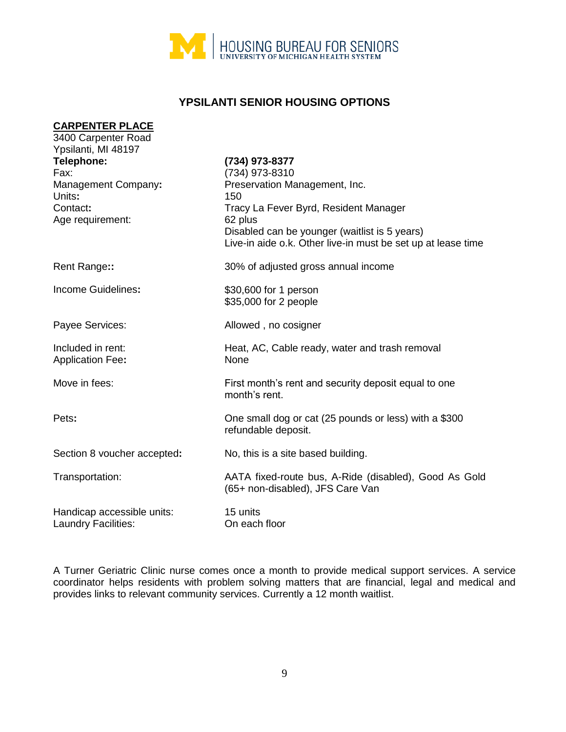# YPSILANTI SENIOR HOUSING OPTIONS

## CARPENTER PLACE

3400 Carpenter Road
Ypsilanti, MI 48197

| | |
|---|---|
| **Telephone:** | **(734) 973-8377** |
| Fax: | (734) 973-8310 |
| Management Company**:** | Preservation Management, Inc. |
| Units**:** | 150 |
| Contact**:** | Tracy La Fever Byrd, Resident Manager |
| Age requirement: | 62 plus<br>Disabled can be younger (waitlist is 5 years)<br>Live-in aide o.k. Other live-in must be set up at lease time |
| Rent Range**::** | 30% of adjusted gross annual income |
| Income Guidelines**:** | $30,600 for 1 person<br>$35,000 for 2 people |
| Payee Services: | Allowed , no cosigner |
| Included in rent: | Heat, AC, Cable ready, water and trash removal |
| Application Fee**:** | None |
| Move in fees: | First month's rent and security deposit equal to one month's rent. |
| Pets**:** | One small dog or cat (25 pounds or less) with a $300 refundable deposit. |
| Section 8 voucher accepted**:** | No, this is a site based building. |
| Transportation: | AATA fixed-route bus, A-Ride (disabled), Good As Gold (65+ non-disabled), JFS Care Van |
| Handicap accessible units: | 15 units |
| Laundry Facilities: | On each floor |

A Turner Geriatric Clinic nurse comes once a month to provide medical support services. A service coordinator helps residents with problem solving matters that are financial, legal and medical and provides links to relevant community services. Currently a 12 month waitlist.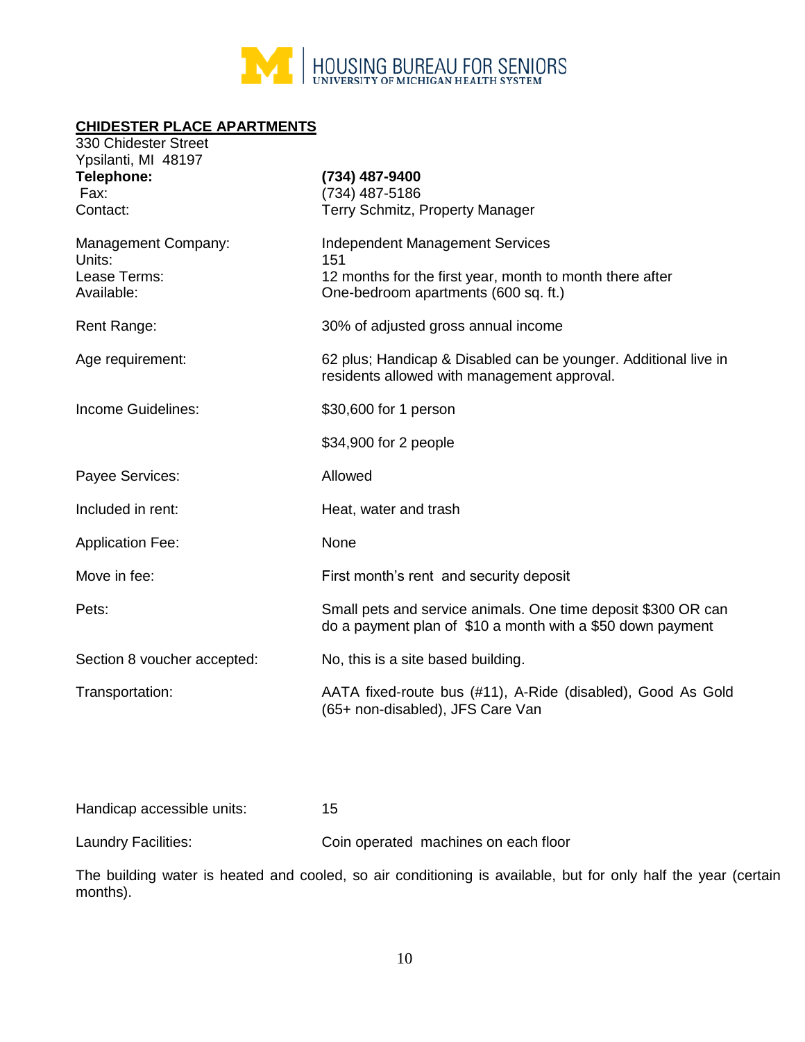HOUSING BUREAU FOR SENIORS
UNIVERSITY OF MICHIGAN HEALTH SYSTEM

## CHIDESTER PLACE APARTMENTS

330 Chidester Street
Ypsilanti, MI 48197

| | |
|---|---|
| **Telephone:** | **(734) 487-9400** |
| Fax: | (734) 487-5186 |
| Contact: | Terry Schmitz, Property Manager |
| Management Company: | Independent Management Services |
| Units: | 151 |
| Lease Terms: | 12 months for the first year, month to month there after |
| Available: | One-bedroom apartments (600 sq. ft.) |
| Rent Range: | 30% of adjusted gross annual income |
| Age requirement: | 62 plus; Handicap & Disabled can be younger. Additional live in residents allowed with management approval. |
| Income Guidelines: | $30,600 for 1 person |
| | $34,900 for 2 people |
| Payee Services: | Allowed |
| Included in rent: | Heat, water and trash |
| Application Fee: | None |
| Move in fee: | First month's rent and security deposit |
| Pets: | Small pets and service animals. One time deposit $300 OR can do a payment plan of $10 a month with a $50 down payment |
| Section 8 voucher accepted: | No, this is a site based building. |
| Transportation: | AATA fixed-route bus (#11), A-Ride (disabled), Good As Gold (65+ non-disabled), JFS Care Van |
| Handicap accessible units: | 15 |
| Laundry Facilities: | Coin operated machines on each floor |

The building water is heated and cooled, so air conditioning is available, but for only half the year (certain months).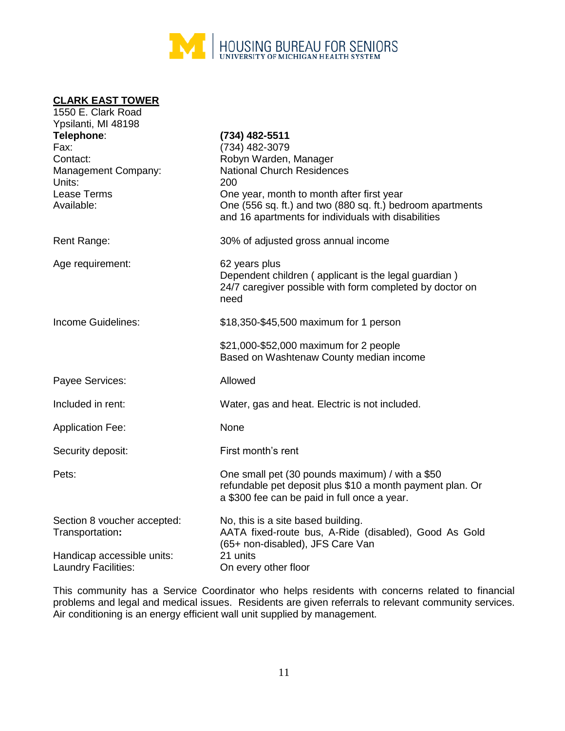## CLARK EAST TOWER

1550 E. Clark Road
Ypsilanti, MI 48198

| | |
|---|---|
| **Telephone**: | **(734) 482-5511** |
| Fax: | (734) 482-3079 |
| Contact: | Robyn Warden, Manager |
| Management Company: | National Church Residences |
| Units: | 200 |
| Lease Terms | One year, month to month after first year |
| Available: | One (556 sq. ft.) and two (880 sq. ft.) bedroom apartments and 16 apartments for individuals with disabilities |
| Rent Range: | 30% of adjusted gross annual income |
| Age requirement: | 62 years plus<br>Dependent children ( applicant is the legal guardian )<br>24/7 caregiver possible with form completed by doctor on need |
| Income Guidelines: | $18,350-$45,500 maximum for 1 person<br><br>$21,000-$52,000 maximum for 2 people<br>Based on Washtenaw County median income |
| Payee Services: | Allowed |
| Included in rent: | Water, gas and heat. Electric is not included. |
| Application Fee: | None |
| Security deposit: | First month's rent |
| Pets: | One small pet (30 pounds maximum) / with a $50 refundable pet deposit plus $10 a month payment plan. Or a $300 fee can be paid in full once a year. |
| Section 8 voucher accepted: | No, this is a site based building. |
| Transportation**:** | AATA fixed-route bus, A-Ride (disabled), Good As Gold (65+ non-disabled), JFS Care Van |
| Handicap accessible units: | 21 units |
| Laundry Facilities: | On every other floor |

This community has a Service Coordinator who helps residents with concerns related to financial problems and legal and medical issues. Residents are given referrals to relevant community services. Air conditioning is an energy efficient wall unit supplied by management.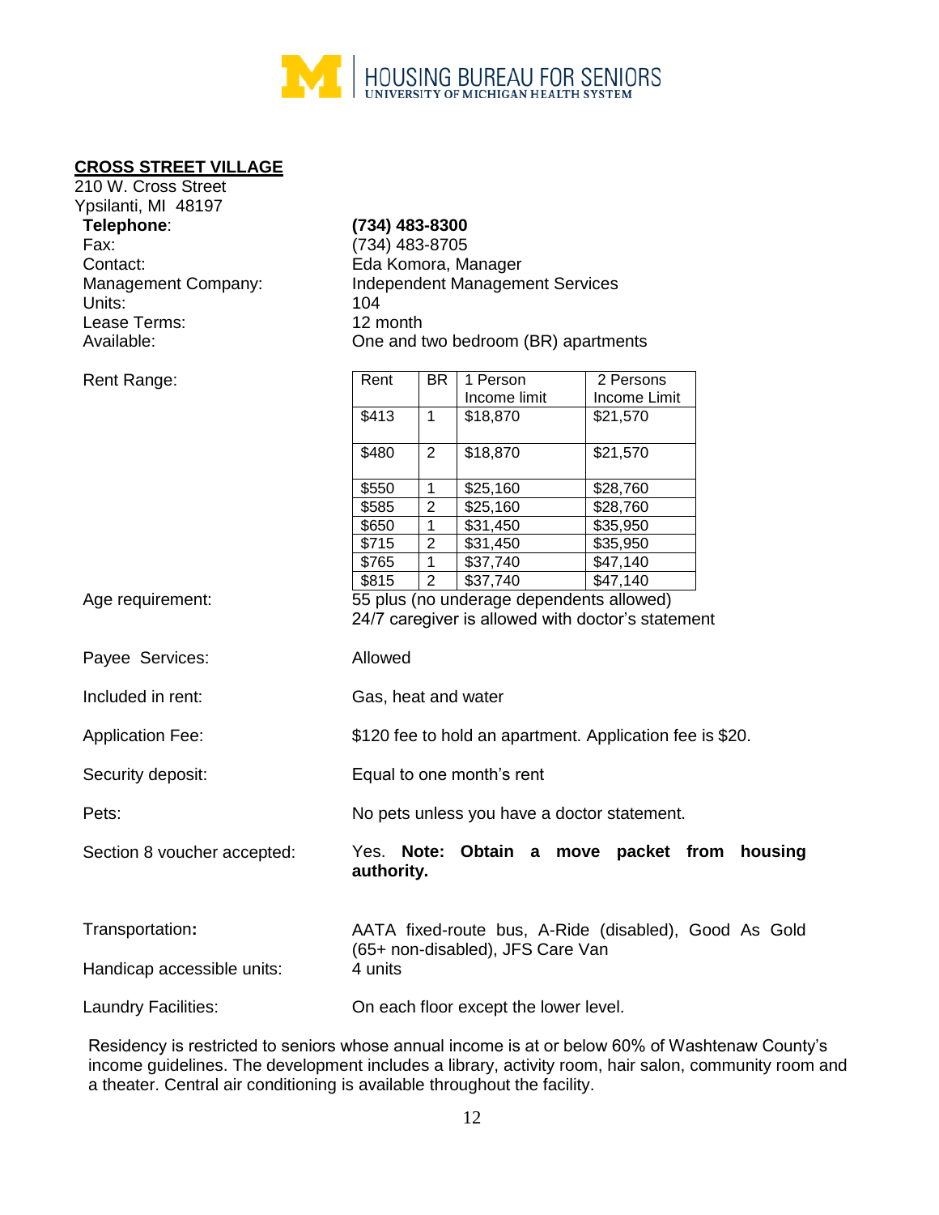## CROSS STREET VILLAGE

210 W. Cross Street
Ypsilanti, MI 48197

**Telephone**: **(734) 483-8300**
Fax: (734) 483-8705
Contact: Eda Komora, Manager
Management Company: Independent Management Services
Units: 104
Lease Terms: 12 month
Available: One and two bedroom (BR) apartments

Rent Range:

| Rent | BR | 1 Person Income limit | 2 Persons Income Limit |
|---|---|---|---|
| $413 | 1 | $18,870 | $21,570 |
| $480 | 2 | $18,870 | $21,570 |
| $550 | 1 | $25,160 | $28,760 |
| $585 | 2 | $25,160 | $28,760 |
| $650 | 1 | $31,450 | $35,950 |
| $715 | 2 | $31,450 | $35,950 |
| $765 | 1 | $37,740 | $47,140 |
| $815 | 2 | $37,740 | $47,140 |

Age requirement: 55 plus (no underage dependents allowed)
24/7 caregiver is allowed with doctor's statement

Payee Services: Allowed

Included in rent: Gas, heat and water

Application Fee: $120 fee to hold an apartment. Application fee is $20.

Security deposit: Equal to one month's rent

Pets: No pets unless you have a doctor statement.

Section 8 voucher accepted: Yes. **Note: Obtain a move packet from housing authority.**

Transportation**:** AATA fixed-route bus, A-Ride (disabled), Good As Gold (65+ non-disabled), JFS Care Van

Handicap accessible units: 4 units

Laundry Facilities: On each floor except the lower level.

Residency is restricted to seniors whose annual income is at or below 60% of Washtenaw County's income guidelines. The development includes a library, activity room, hair salon, community room and a theater. Central air conditioning is available throughout the facility.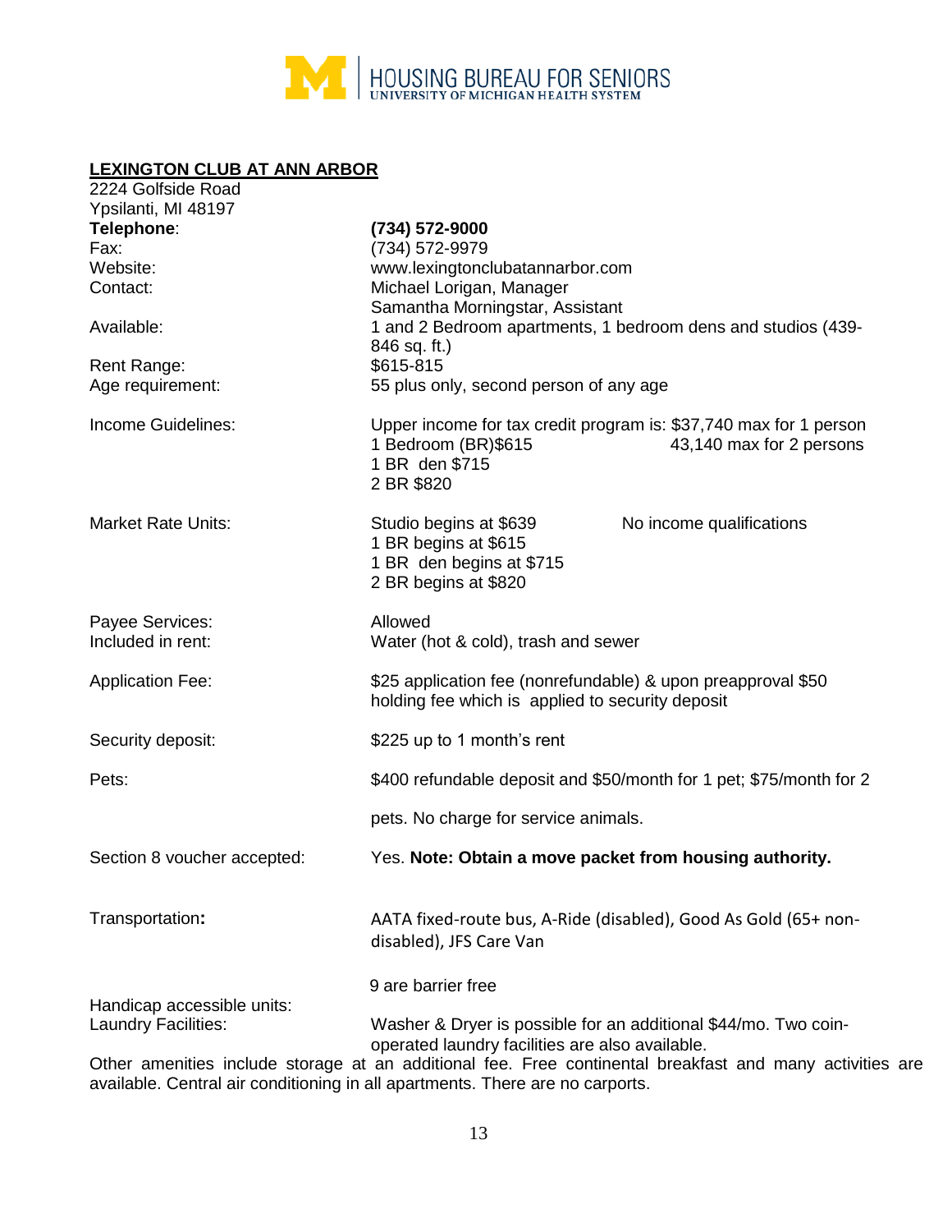## LEXINGTON CLUB AT ANN ARBOR

2224 Golfside Road
Ypsilanti, MI 48197

| | |
|---|---|
| **Telephone**: | **(734) 572-9000** |
| Fax: | (734) 572-9979 |
| Website: | www.lexingtonclubatannarbor.com |
| Contact: | Michael Lorigan, Manager<br>Samantha Morningstar, Assistant |
| Available: | 1 and 2 Bedroom apartments, 1 bedroom dens and studios (439-846 sq. ft.) |
| Rent Range: | $615-815 |
| Age requirement: | 55 plus only, second person of any age |
| Income Guidelines: | Upper income for tax credit program is: $37,740 max for 1 person<br>43,140 max for 2 persons<br>1 Bedroom (BR)$615<br>1 BR den $715<br>2 BR $820 |
| Market Rate Units: | Studio begins at $639<br>1 BR begins at $615<br>1 BR den begins at $715<br>2 BR begins at $820<br>No income qualifications |
| Payee Services: | Allowed |
| Included in rent: | Water (hot & cold), trash and sewer |
| Application Fee: | $25 application fee (nonrefundable) & upon preapproval $50 holding fee which is applied to security deposit |
| Security deposit: | $225 up to 1 month's rent |
| Pets: | $400 refundable deposit and $50/month for 1 pet; $75/month for 2 pets. No charge for service animals. |
| Section 8 voucher accepted: | Yes. **Note: Obtain a move packet from housing authority.** |
| Transportation**:** | AATA fixed-route bus, A-Ride (disabled), Good As Gold (65+ non-disabled), JFS Care Van |
| Handicap accessible units: | 9 are barrier free |
| Laundry Facilities: | Washer & Dryer is possible for an additional $44/mo. Two coin-operated laundry facilities are also available. |

Other amenities include storage at an additional fee. Free continental breakfast and many activities are available. Central air conditioning in all apartments. There are no carports.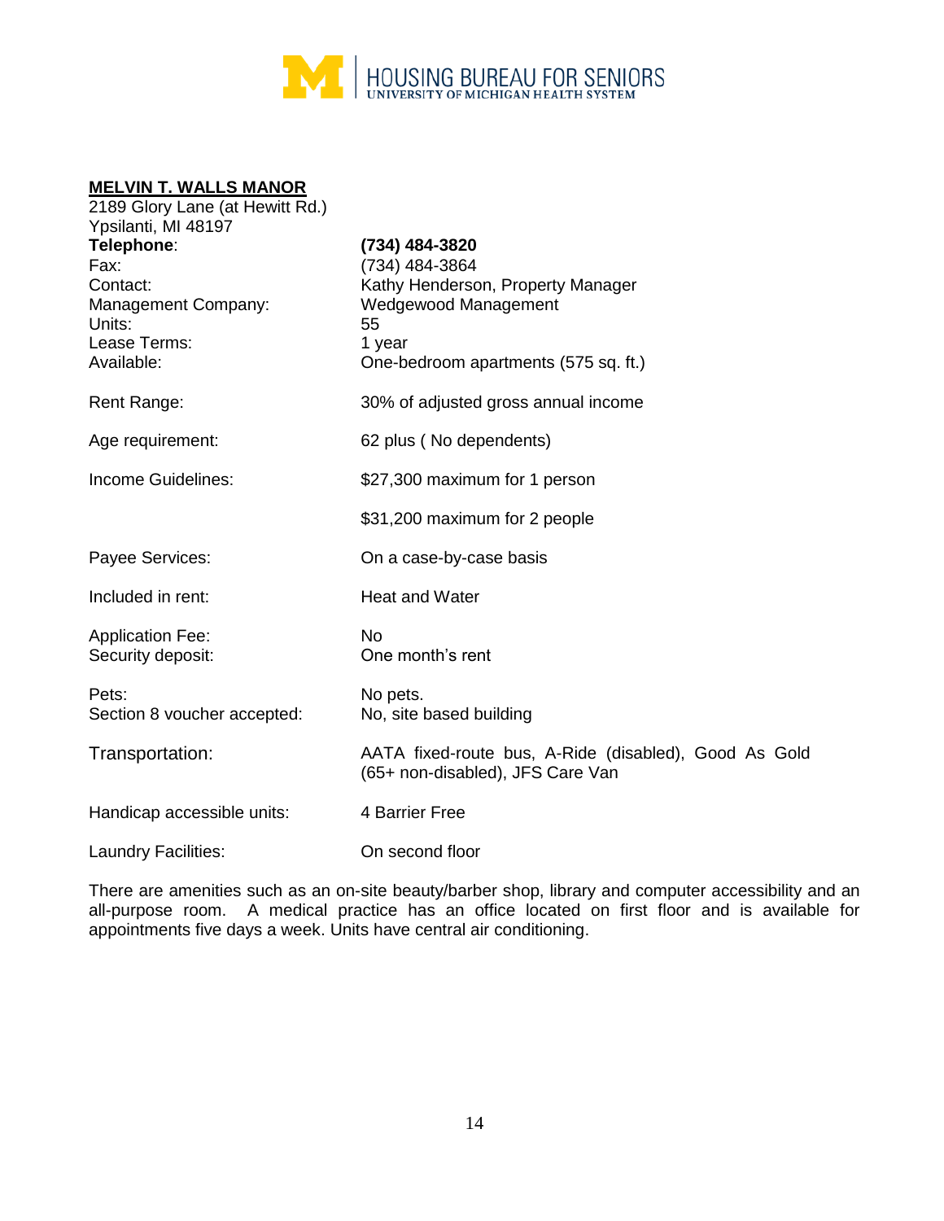## MELVIN T. WALLS MANOR

2189 Glory Lane (at Hewitt Rd.)
Ypsilanti, MI 48197

| | |
|---|---|
| **Telephone**: | **(734) 484-3820** |
| Fax: | (734) 484-3864 |
| Contact: | Kathy Henderson, Property Manager |
| Management Company: | Wedgewood Management |
| Units: | 55 |
| Lease Terms: | 1 year |
| Available: | One-bedroom apartments (575 sq. ft.) |
| Rent Range: | 30% of adjusted gross annual income |
| Age requirement: | 62 plus ( No dependents) |
| Income Guidelines: | $27,300 maximum for 1 person |
| | $31,200 maximum for 2 people |
| Payee Services: | On a case-by-case basis |
| Included in rent: | Heat and Water |
| Application Fee: | No |
| Security deposit: | One month's rent |
| Pets: | No pets. |
| Section 8 voucher accepted: | No, site based building |
| Transportation: | AATA fixed-route bus, A-Ride (disabled), Good As Gold (65+ non-disabled), JFS Care Van |
| Handicap accessible units: | 4 Barrier Free |
| Laundry Facilities: | On second floor |

There are amenities such as an on-site beauty/barber shop, library and computer accessibility and an all-purpose room. A medical practice has an office located on first floor and is available for appointments five days a week. Units have central air conditioning.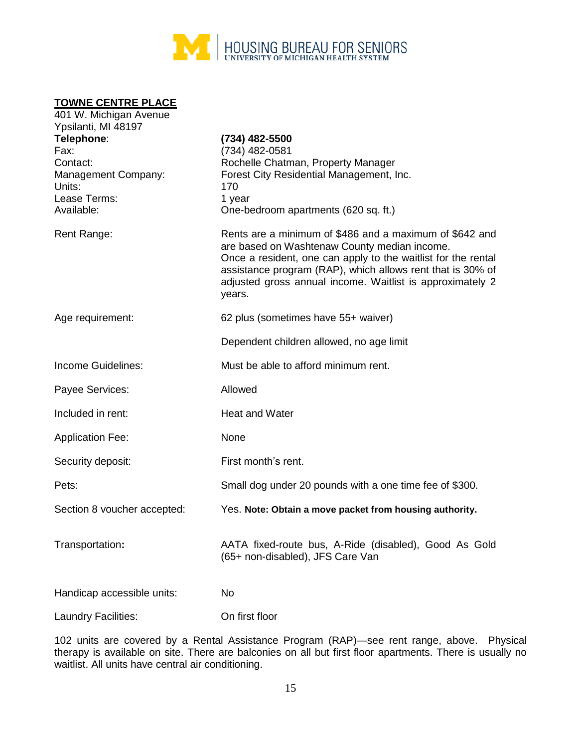**TOWNE CENTRE PLACE**

401 W. Michigan Avenue
Ypsilanti, MI 48197

| | |
|---|---|
| **Telephone**: | **(734) 482-5500** |
| Fax: | (734) 482-0581 |
| Contact: | Rochelle Chatman, Property Manager |
| Management Company: | Forest City Residential Management, Inc. |
| Units: | 170 |
| Lease Terms: | 1 year |
| Available: | One-bedroom apartments (620 sq. ft.) |
| Rent Range: | Rents are a minimum of $486 and a maximum of $642 and are based on Washtenaw County median income. Once a resident, one can apply to the waitlist for the rental assistance program (RAP), which allows rent that is 30% of adjusted gross annual income. Waitlist is approximately 2 years. |
| Age requirement: | 62 plus (sometimes have 55+ waiver) |
| | Dependent children allowed, no age limit |
| Income Guidelines: | Must be able to afford minimum rent. |
| Payee Services: | Allowed |
| Included in rent: | Heat and Water |
| Application Fee: | None |
| Security deposit: | First month's rent. |
| Pets: | Small dog under 20 pounds with a one time fee of $300. |
| Section 8 voucher accepted: | Yes. **Note: Obtain a move packet from housing authority.** |
| Transportation**:** | AATA fixed-route bus, A-Ride (disabled), Good As Gold (65+ non-disabled), JFS Care Van |
| Handicap accessible units: | No |
| Laundry Facilities: | On first floor |

102 units are covered by a Rental Assistance Program (RAP)—see rent range, above. Physical therapy is available on site. There are balconies on all but first floor apartments. There is usually no waitlist. All units have central air conditioning.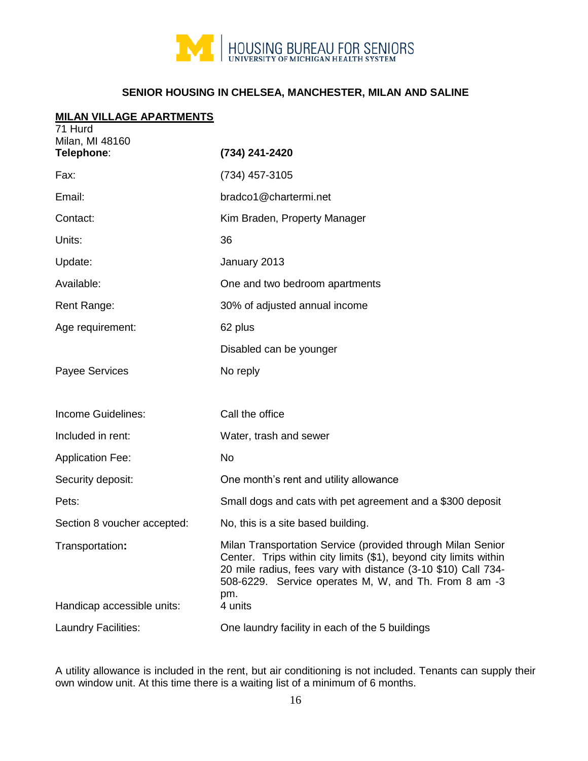HOUSING BUREAU FOR SENIORS
UNIVERSITY OF MICHIGAN HEALTH SYSTEM

## SENIOR HOUSING IN CHELSEA, MANCHESTER, MILAN AND SALINE

### MILAN VILLAGE APARTMENTS

71 Hurd
Milan, MI 48160

| | |
|---|---|
| **Telephone**: | **(734) 241-2420** |
| Fax: | (734) 457-3105 |
| Email: | bradco1@chartermi.net |
| Contact: | Kim Braden, Property Manager |
| Units: | 36 |
| Update: | January 2013 |
| Available: | One and two bedroom apartments |
| Rent Range: | 30% of adjusted annual income |
| Age requirement: | 62 plus<br>Disabled can be younger |
| Payee Services | No reply |
| Income Guidelines: | Call the office |
| Included in rent: | Water, trash and sewer |
| Application Fee: | No |
| Security deposit: | One month's rent and utility allowance |
| Pets: | Small dogs and cats with pet agreement and a $300 deposit |
| Section 8 voucher accepted: | No, this is a site based building. |
| Transportation**:** | Milan Transportation Service (provided through Milan Senior Center. Trips within city limits ($1), beyond city limits within 20 mile radius, fees vary with distance (3-10 $10) Call 734-508-6229. Service operates M, W, and Th. From 8 am -3 pm. |
| Handicap accessible units: | 4 units |
| Laundry Facilities: | One laundry facility in each of the 5 buildings |

A utility allowance is included in the rent, but air conditioning is not included. Tenants can supply their own window unit. At this time there is a waiting list of a minimum of 6 months.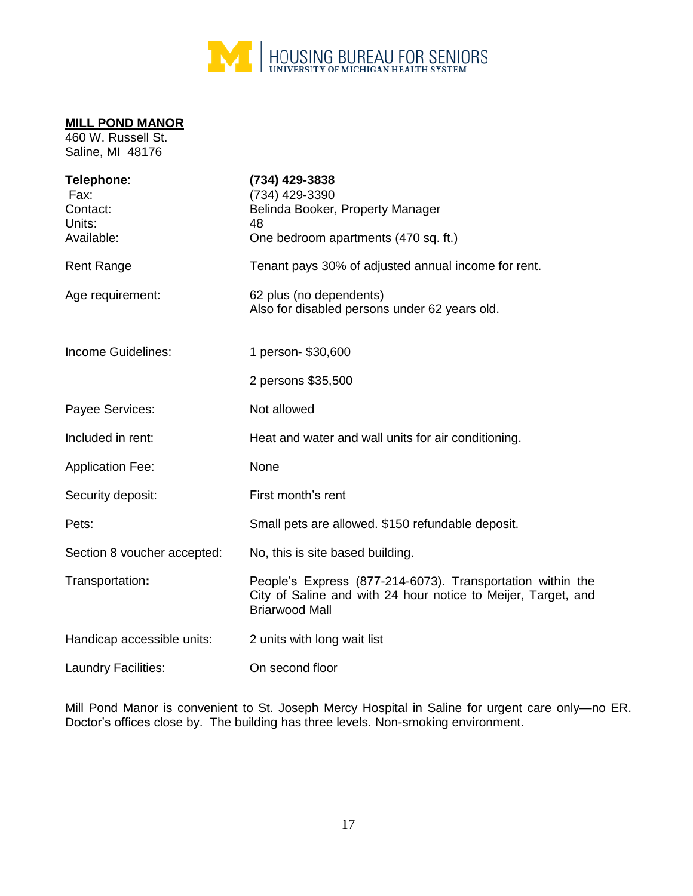HOUSING BUREAU FOR SENIORS
UNIVERSITY OF MICHIGAN HEALTH SYSTEM

**MILL POND MANOR**
460 W. Russell St.
Saline, MI 48176

| | |
|---|---|
| **Telephone**: | **(734) 429-3838** |
| Fax: | (734) 429-3390 |
| Contact: | Belinda Booker, Property Manager |
| Units: | 48 |
| Available: | One bedroom apartments (470 sq. ft.) |
| Rent Range | Tenant pays 30% of adjusted annual income for rent. |
| Age requirement: | 62 plus (no dependents)<br>Also for disabled persons under 62 years old. |
| Income Guidelines: | 1 person- $30,600 |
| | 2 persons $35,500 |
| Payee Services: | Not allowed |
| Included in rent: | Heat and water and wall units for air conditioning. |
| Application Fee: | None |
| Security deposit: | First month's rent |
| Pets: | Small pets are allowed. $150 refundable deposit. |
| Section 8 voucher accepted: | No, this is site based building. |
| Transportation**:** | People's Express (877-214-6073). Transportation within the City of Saline and with 24 hour notice to Meijer, Target, and Briarwood Mall |
| Handicap accessible units: | 2 units with long wait list |
| Laundry Facilities: | On second floor |

Mill Pond Manor is convenient to St. Joseph Mercy Hospital in Saline for urgent care only—no ER. Doctor's offices close by. The building has three levels. Non-smoking environment.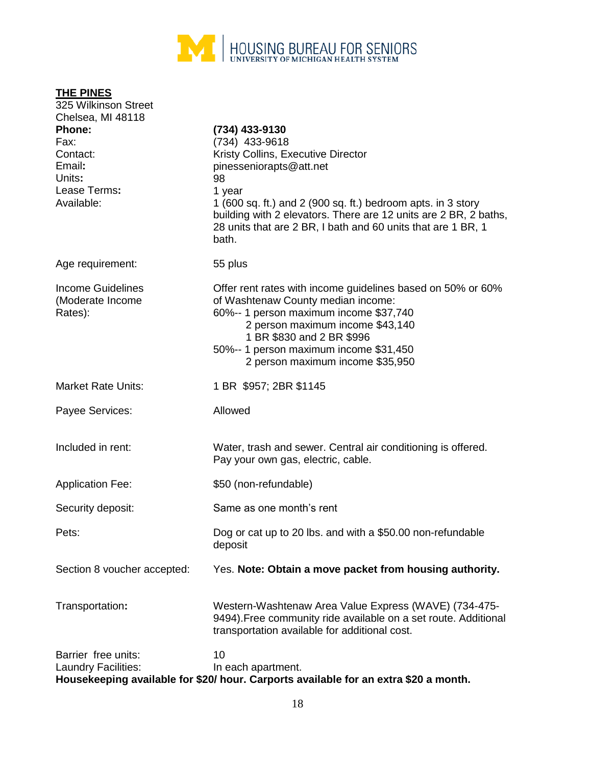HOUSING BUREAU FOR SENIORS
UNIVERSITY OF MICHIGAN HEALTH SYSTEM

## THE PINES

325 Wilkinson Street
Chelsea, MI 48118

| | |
|---|---|
| **Phone:** | **(734) 433-9130** |
| Fax: | (734) 433-9618 |
| Contact: | Kristy Collins, Executive Director |
| Email: | pinesseniorapts@att.net |
| Units: | 98 |
| Lease Terms: | 1 year |
| Available: | 1 (600 sq. ft.) and 2 (900 sq. ft.) bedroom apts. in 3 story building with 2 elevators. There are 12 units are 2 BR, 2 baths, 28 units that are 2 BR, I bath and 60 units that are 1 BR, 1 bath. |
| Age requirement: | 55 plus |
| Income Guidelines (Moderate Income Rates): | Offer rent rates with income guidelines based on 50% or 60% of Washtenaw County median income:<br>60%-- 1 person maximum income $37,740<br>2 person maximum income $43,140<br>1 BR $830 and 2 BR $996<br>50%-- 1 person maximum income $31,450<br>2 person maximum income $35,950 |
| Market Rate Units: | 1 BR $957; 2BR $1145 |
| Payee Services: | Allowed |
| Included in rent: | Water, trash and sewer. Central air conditioning is offered. Pay your own gas, electric, cable. |
| Application Fee: | $50 (non-refundable) |
| Security deposit: | Same as one month's rent |
| Pets: | Dog or cat up to 20 lbs. and with a $50.00 non-refundable deposit |
| Section 8 voucher accepted: | Yes. **Note: Obtain a move packet from housing authority.** |
| Transportation: | Western-Washtenaw Area Value Express (WAVE) (734-475-9494).Free community ride available on a set route. Additional transportation available for additional cost. |
| Barrier free units: | 10 |
| Laundry Facilities: | In each apartment. |

**Housekeeping available for $20/ hour. Carports available for an extra $20 a month.**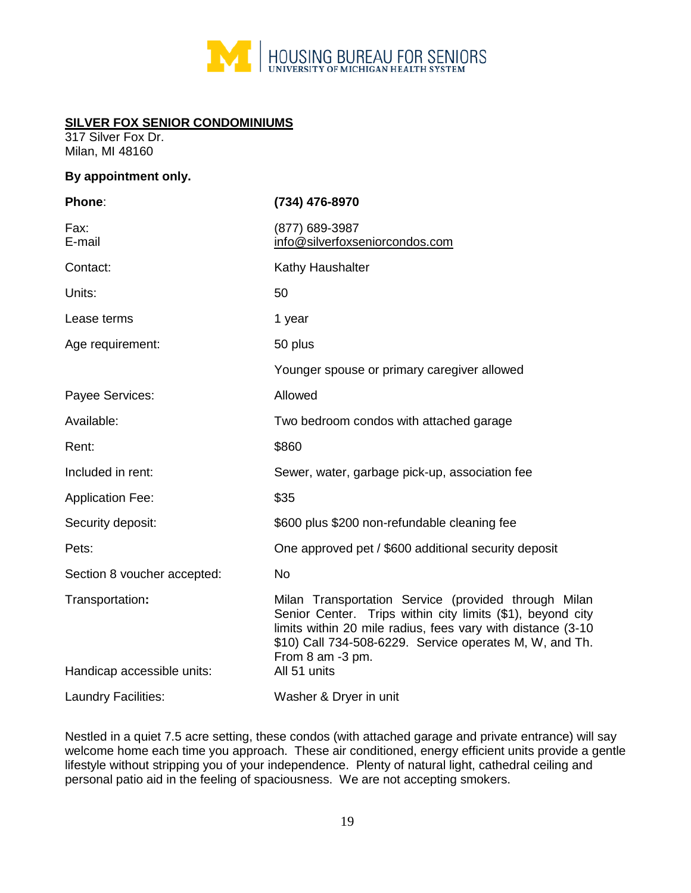**HOUSING BUREAU FOR SENIORS**
UNIVERSITY OF MICHIGAN HEALTH SYSTEM

## SILVER FOX SENIOR CONDOMINIUMS

317 Silver Fox Dr.
Milan, MI 48160

**By appointment only.**

| | |
|---|---|
| **Phone**: | **(734) 476-8970** |
| Fax:<br>E-mail | (877) 689-3987<br>info@silverfoxseniorcondos.com |
| Contact: | Kathy Haushalter |
| Units: | 50 |
| Lease terms | 1 year |
| Age requirement: | 50 plus |
| | Younger spouse or primary caregiver allowed |
| Payee Services: | Allowed |
| Available: | Two bedroom condos with attached garage |
| Rent: | $860 |
| Included in rent: | Sewer, water, garbage pick-up, association fee |
| Application Fee: | $35 |
| Security deposit: | $600 plus $200 non-refundable cleaning fee |
| Pets: | One approved pet / $600 additional security deposit |
| Section 8 voucher accepted: | No |
| Transportation**:** | Milan Transportation Service (provided through Milan Senior Center. Trips within city limits ($1), beyond city limits within 20 mile radius, fees vary with distance (3-10 $10) Call 734-508-6229. Service operates M, W, and Th. From 8 am -3 pm. |
| Handicap accessible units: | All 51 units |
| Laundry Facilities: | Washer & Dryer in unit |

Nestled in a quiet 7.5 acre setting, these condos (with attached garage and private entrance) will say welcome home each time you approach. These air conditioned, energy efficient units provide a gentle lifestyle without stripping you of your independence. Plenty of natural light, cathedral ceiling and personal patio aid in the feeling of spaciousness. We are not accepting smokers.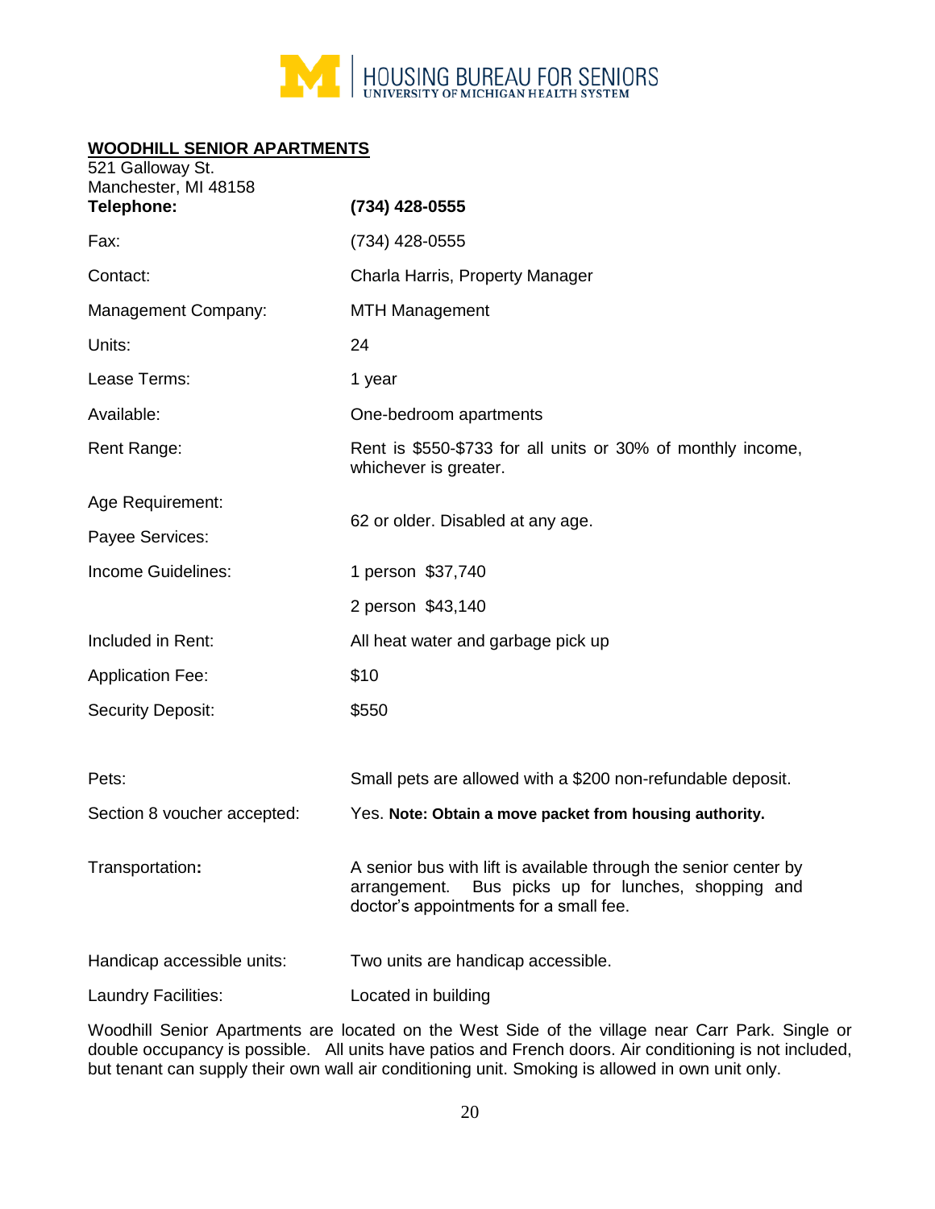HOUSING BUREAU FOR SENIORS
UNIVERSITY OF MICHIGAN HEALTH SYSTEM

**WOODHILL SENIOR APARTMENTS**

521 Galloway St.
Manchester, MI 48158

| | |
|---|---|
| **Telephone:** | **(734) 428-0555** |
| Fax: | (734) 428-0555 |
| Contact: | Charla Harris, Property Manager |
| Management Company: | MTH Management |
| Units: | 24 |
| Lease Terms: | 1 year |
| Available: | One-bedroom apartments |
| Rent Range: | Rent is $550-$733 for all units or 30% of monthly income, whichever is greater. |
| Age Requirement: | 62 or older. Disabled at any age. |
| Payee Services: | |
| Income Guidelines: | 1 person $37,740 |
| | 2 person $43,140 |
| Included in Rent: | All heat water and garbage pick up |
| Application Fee: | $10 |
| Security Deposit: | $550 |
| Pets: | Small pets are allowed with a $200 non-refundable deposit. |
| Section 8 voucher accepted: | Yes. **Note: Obtain a move packet from housing authority.** |
| Transportation**:** | A senior bus with lift is available through the senior center by arrangement. Bus picks up for lunches, shopping and doctor's appointments for a small fee. |
| Handicap accessible units: | Two units are handicap accessible. |
| Laundry Facilities: | Located in building |

Woodhill Senior Apartments are located on the West Side of the village near Carr Park. Single or double occupancy is possible. All units have patios and French doors. Air conditioning is not included, but tenant can supply their own wall air conditioning unit. Smoking is allowed in own unit only.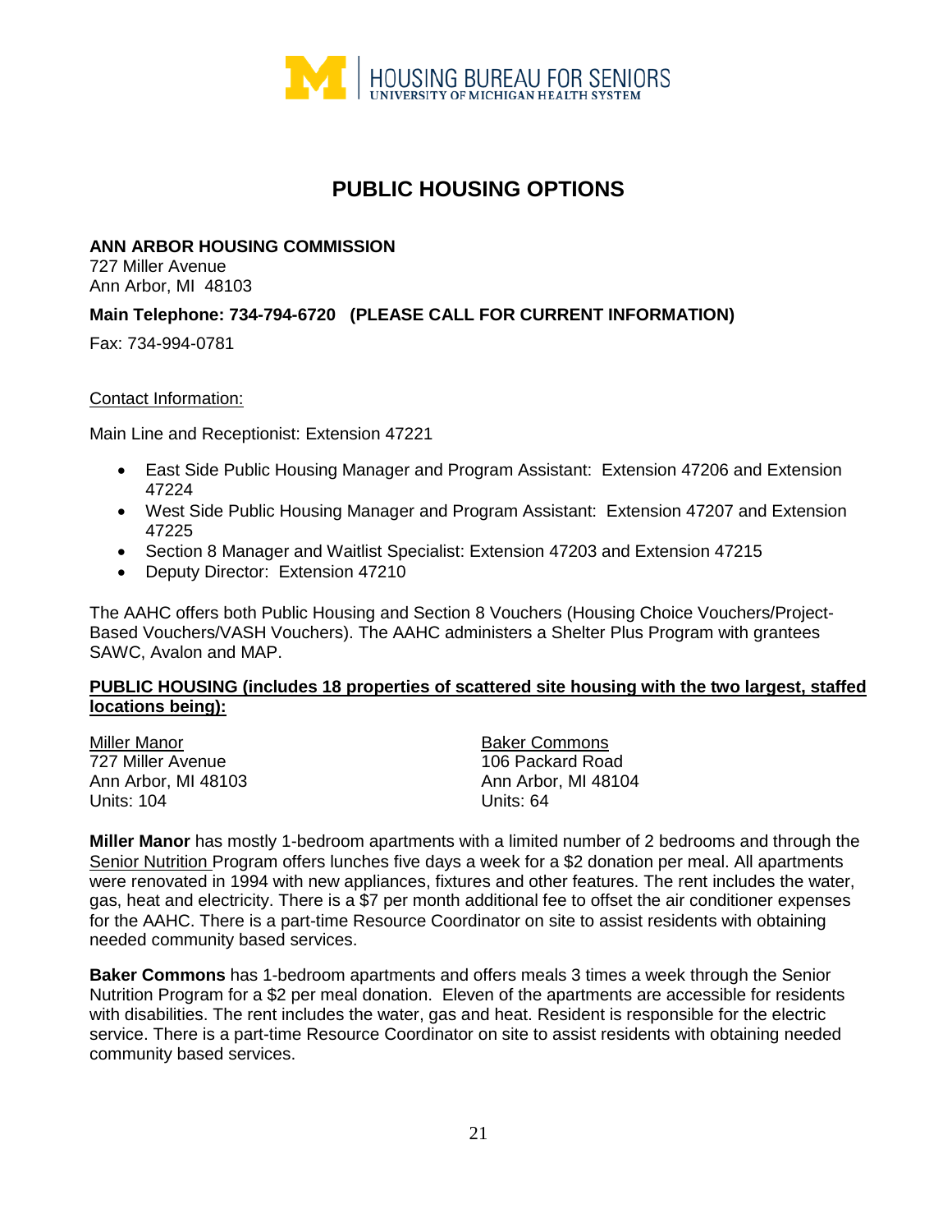# PUBLIC HOUSING OPTIONS

**ANN ARBOR HOUSING COMMISSION**
727 Miller Avenue
Ann Arbor, MI 48103

**Main Telephone: 734-794-6720 (PLEASE CALL FOR CURRENT INFORMATION)**

Fax: 734-994-0781

Contact Information:

Main Line and Receptionist: Extension 47221

- East Side Public Housing Manager and Program Assistant: Extension 47206 and Extension 47224
- West Side Public Housing Manager and Program Assistant: Extension 47207 and Extension 47225
- Section 8 Manager and Waitlist Specialist: Extension 47203 and Extension 47215
- Deputy Director: Extension 47210

The AAHC offers both Public Housing and Section 8 Vouchers (Housing Choice Vouchers/Project-Based Vouchers/VASH Vouchers). The AAHC administers a Shelter Plus Program with grantees SAWC, Avalon and MAP.

**PUBLIC HOUSING (includes 18 properties of scattered site housing with the two largest, staffed locations being):**

Miller Manor
727 Miller Avenue
Ann Arbor, MI 48103
Units: 104

Baker Commons
106 Packard Road
Ann Arbor, MI 48104
Units: 64

**Miller Manor** has mostly 1-bedroom apartments with a limited number of 2 bedrooms and through the Senior Nutrition Program offers lunches five days a week for a $2 donation per meal. All apartments were renovated in 1994 with new appliances, fixtures and other features. The rent includes the water, gas, heat and electricity. There is a $7 per month additional fee to offset the air conditioner expenses for the AAHC. There is a part-time Resource Coordinator on site to assist residents with obtaining needed community based services.

**Baker Commons** has 1-bedroom apartments and offers meals 3 times a week through the Senior Nutrition Program for a $2 per meal donation. Eleven of the apartments are accessible for residents with disabilities. The rent includes the water, gas and heat. Resident is responsible for the electric service. There is a part-time Resource Coordinator on site to assist residents with obtaining needed community based services.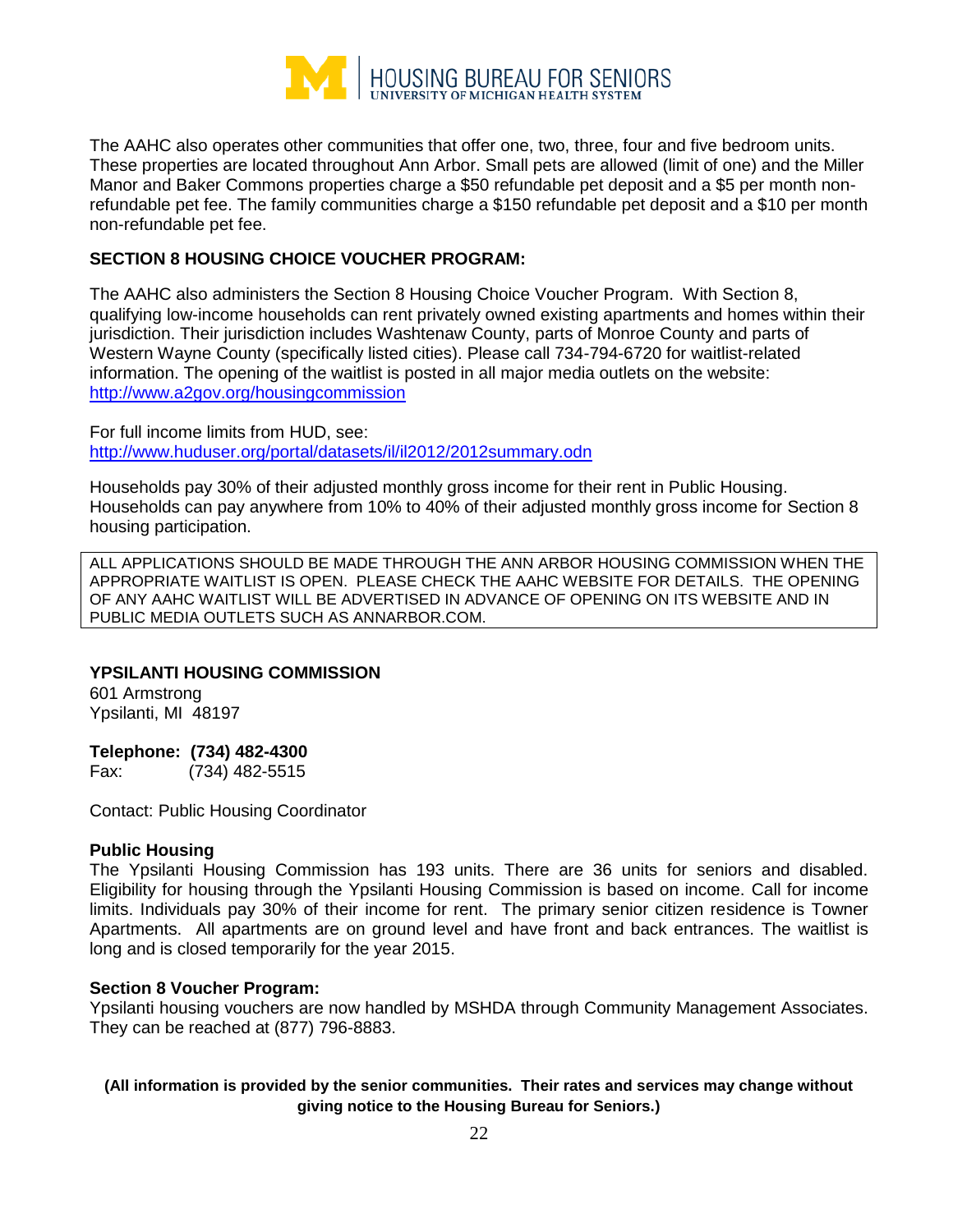The AAHC also operates other communities that offer one, two, three, four and five bedroom units. These properties are located throughout Ann Arbor. Small pets are allowed (limit of one) and the Miller Manor and Baker Commons properties charge a $50 refundable pet deposit and a $5 per month non-refundable pet fee. The family communities charge a $150 refundable pet deposit and a $10 per month non-refundable pet fee.

**SECTION 8 HOUSING CHOICE VOUCHER PROGRAM:**

The AAHC also administers the Section 8 Housing Choice Voucher Program. With Section 8, qualifying low-income households can rent privately owned existing apartments and homes within their jurisdiction. Their jurisdiction includes Washtenaw County, parts of Monroe County and parts of Western Wayne County (specifically listed cities). Please call 734-794-6720 for waitlist-related information. The opening of the waitlist is posted in all major media outlets on the website: http://www.a2gov.org/housingcommission

For full income limits from HUD, see:
http://www.huduser.org/portal/datasets/il/il2012/2012summary.odn

Households pay 30% of their adjusted monthly gross income for their rent in Public Housing. Households can pay anywhere from 10% to 40% of their adjusted monthly gross income for Section 8 housing participation.

ALL APPLICATIONS SHOULD BE MADE THROUGH THE ANN ARBOR HOUSING COMMISSION WHEN THE APPROPRIATE WAITLIST IS OPEN. PLEASE CHECK THE AAHC WEBSITE FOR DETAILS. THE OPENING OF ANY AAHC WAITLIST WILL BE ADVERTISED IN ADVANCE OF OPENING ON ITS WEBSITE AND IN PUBLIC MEDIA OUTLETS SUCH AS ANNARBOR.COM.

**YPSILANTI HOUSING COMMISSION**
601 Armstrong
Ypsilanti, MI 48197

**Telephone: (734) 482-4300**
Fax: (734) 482-5515

Contact: Public Housing Coordinator

**Public Housing**
The Ypsilanti Housing Commission has 193 units. There are 36 units for seniors and disabled. Eligibility for housing through the Ypsilanti Housing Commission is based on income. Call for income limits. Individuals pay 30% of their income for rent. The primary senior citizen residence is Towner Apartments. All apartments are on ground level and have front and back entrances. The waitlist is long and is closed temporarily for the year 2015.

**Section 8 Voucher Program:**
Ypsilanti housing vouchers are now handled by MSHDA through Community Management Associates. They can be reached at (877) 796-8883.

**(All information is provided by the senior communities. Their rates and services may change without giving notice to the Housing Bureau for Seniors.)**